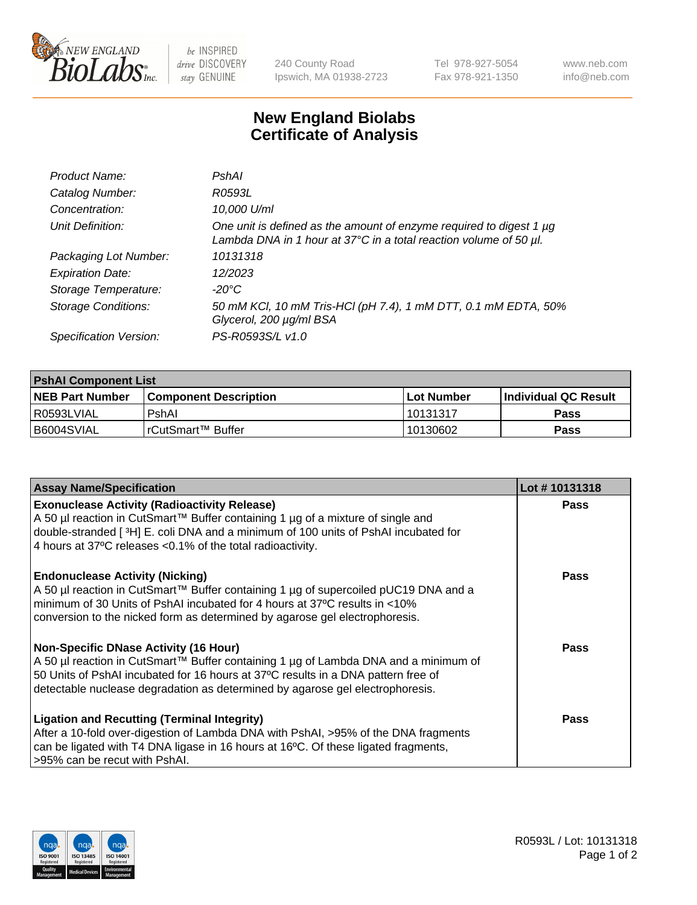# New England Biolabs Certificate of Analysis

| | |
|---|---|
| *Product Name:* | *PshAI* |
| *Catalog Number:* | *R0593L* |
| *Concentration:* | *10,000 U/ml* |
| *Unit Definition:* | *One unit is defined as the amount of enzyme required to digest 1 µg Lambda DNA in 1 hour at 37°C in a total reaction volume of 50 µl.* |
| *Packaging Lot Number:* | *10131318* |
| *Expiration Date:* | *12/2023* |
| *Storage Temperature:* | *-20°C* |
| *Storage Conditions:* | *50 mM KCl, 10 mM Tris-HCl (pH 7.4), 1 mM DTT, 0.1 mM EDTA, 50% Glycerol, 200 µg/ml BSA* |
| *Specification Version:* | *PS-R0593S/L v1.0* |

| **PshAI Component List** | | | |
|---|---|---|---|
| **NEB Part Number** | **Component Description** | **Lot Number** | **Individual QC Result** |
| R0593LVIAL | PshAI | 10131317 | **Pass** |
| B6004SVIAL | rCutSmart™ Buffer | 10130602 | **Pass** |

| **Assay Name/Specification** | **Lot # 10131318** |
|---|---|
| **Exonuclease Activity (Radioactivity Release)** A 50 µl reaction in CutSmart™ Buffer containing 1 µg of a mixture of single and double-stranded [ $^3$H] E. coli DNA and a minimum of 100 units of PshAI incubated for 4 hours at 37ºC releases <0.1% of the total radioactivity. | **Pass** |
| **Endonuclease Activity (Nicking)** A 50 µl reaction in CutSmart™ Buffer containing 1 µg of supercoiled pUC19 DNA and a minimum of 30 Units of PshAI incubated for 4 hours at 37ºC results in <10% conversion to the nicked form as determined by agarose gel electrophoresis. | **Pass** |
| **Non-Specific DNase Activity (16 Hour)** A 50 µl reaction in CutSmart™ Buffer containing 1 µg of Lambda DNA and a minimum of 50 Units of PshAI incubated for 16 hours at 37ºC results in a DNA pattern free of detectable nuclease degradation as determined by agarose gel electrophoresis. | **Pass** |
| **Ligation and Recutting (Terminal Integrity)** After a 10-fold over-digestion of Lambda DNA with PshAI, >95% of the DNA fragments can be ligated with T4 DNA ligase in 16 hours at 16ºC. Of these ligated fragments, >95% can be recut with PshAI. | **Pass** |

R0593L / Lot: 10131318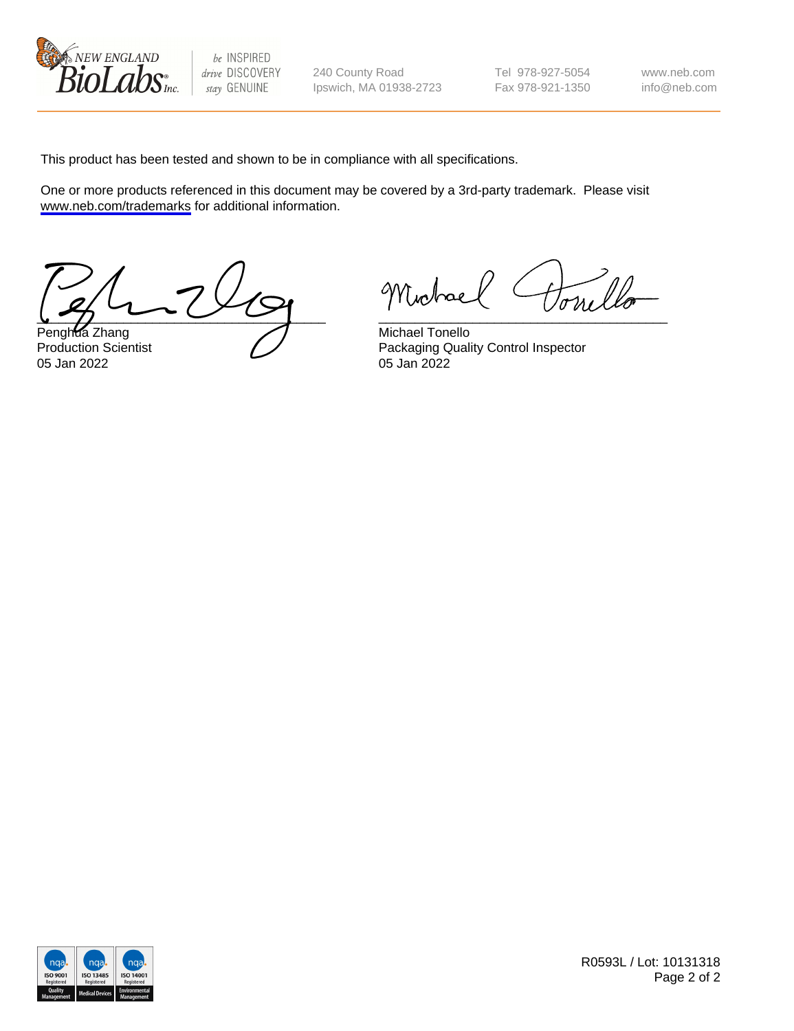This product has been tested and shown to be in compliance with all specifications.

One or more products referenced in this document may be covered by a 3rd-party trademark. Please visit www.neb.com/trademarks for additional information.

Penghua Zhang
Production Scientist
05 Jan 2022

Michael Tonello
Packaging Quality Control Inspector
05 Jan 2022

R0593L / Lot: 10131318